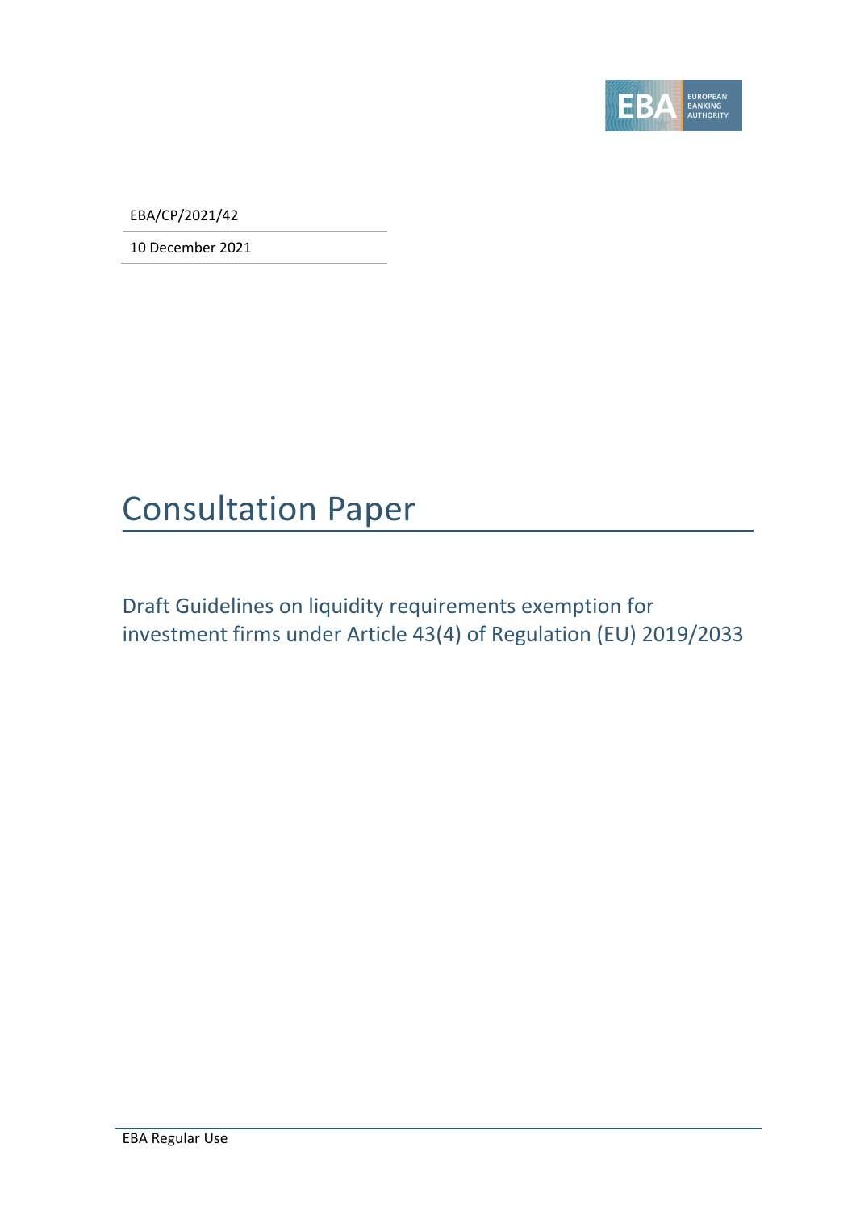EBA/CP/2021/42

10 December 2021

# Consultation Paper

## Draft Guidelines on liquidity requirements exemption for investment firms under Article 43(4) of Regulation (EU) 2019/2033

EBA Regular Use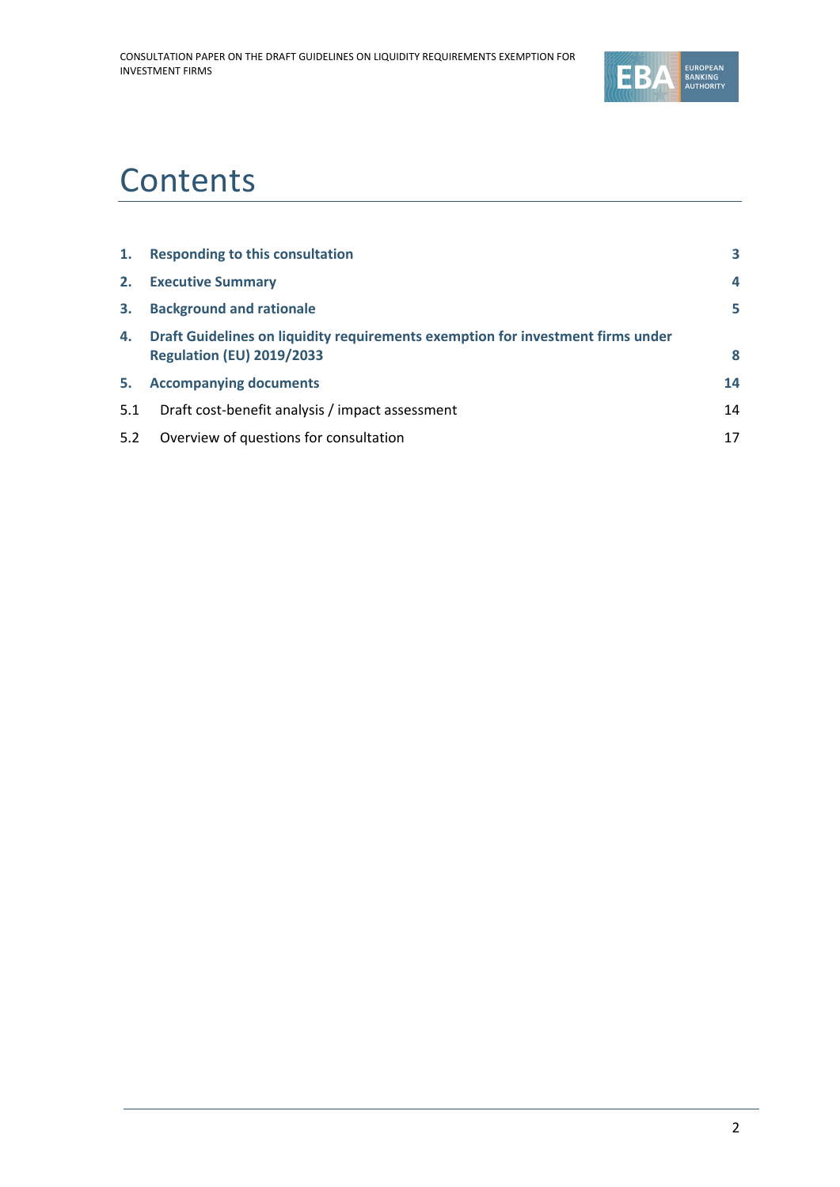# Contents

| | | |
|---|---|---|
| **1.** | **Responding to this consultation** | **3** |
| **2.** | **Executive Summary** | **4** |
| **3.** | **Background and rationale** | **5** |
| **4.** | **Draft Guidelines on liquidity requirements exemption for investment firms under Regulation (EU) 2019/2033** | **8** |
| **5.** | **Accompanying documents** | **14** |
| 5.1 | Draft cost-benefit analysis / impact assessment | 14 |
| 5.2 | Overview of questions for consultation | 17 |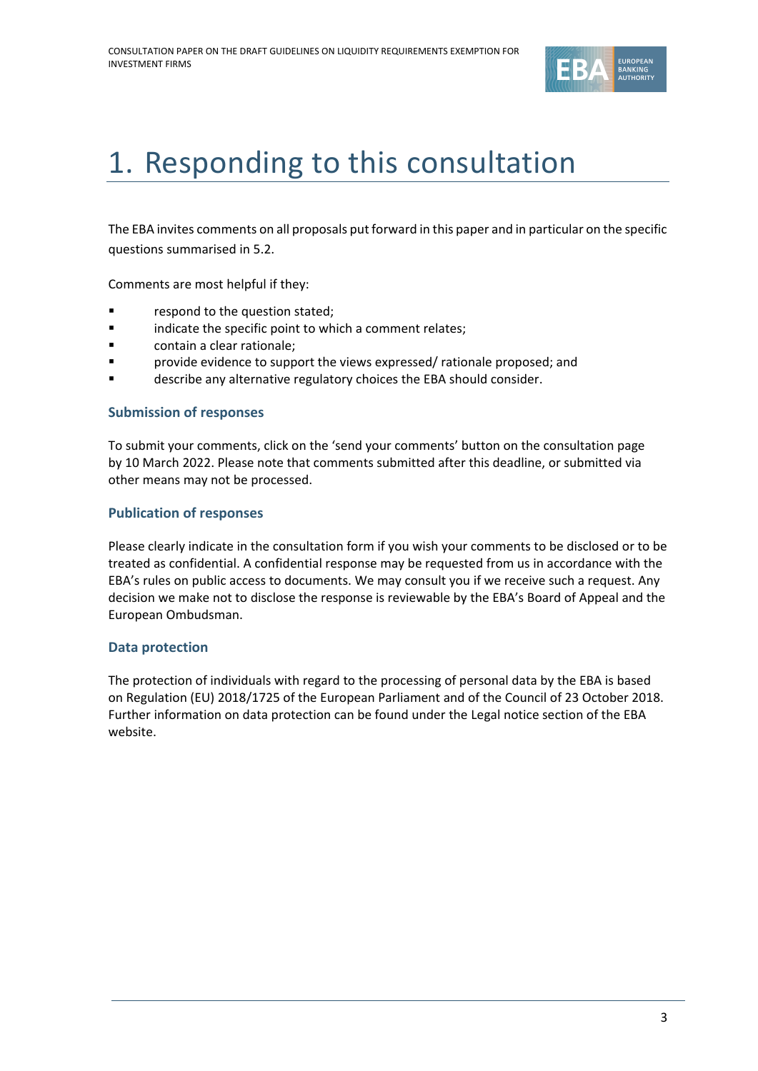# 1. Responding to this consultation

The EBA invites comments on all proposals put forward in this paper and in particular on the specific questions summarised in 5.2.

Comments are most helpful if they:

- respond to the question stated;
- indicate the specific point to which a comment relates;
- contain a clear rationale;
- provide evidence to support the views expressed/ rationale proposed; and
- describe any alternative regulatory choices the EBA should consider.

### Submission of responses

To submit your comments, click on the 'send your comments' button on the consultation page by 10 March 2022. Please note that comments submitted after this deadline, or submitted via other means may not be processed.

### Publication of responses

Please clearly indicate in the consultation form if you wish your comments to be disclosed or to be treated as confidential. A confidential response may be requested from us in accordance with the EBA's rules on public access to documents. We may consult you if we receive such a request. Any decision we make not to disclose the response is reviewable by the EBA's Board of Appeal and the European Ombudsman.

### Data protection

The protection of individuals with regard to the processing of personal data by the EBA is based on Regulation (EU) 2018/1725 of the European Parliament and of the Council of 23 October 2018. Further information on data protection can be found under the Legal notice section of the EBA website.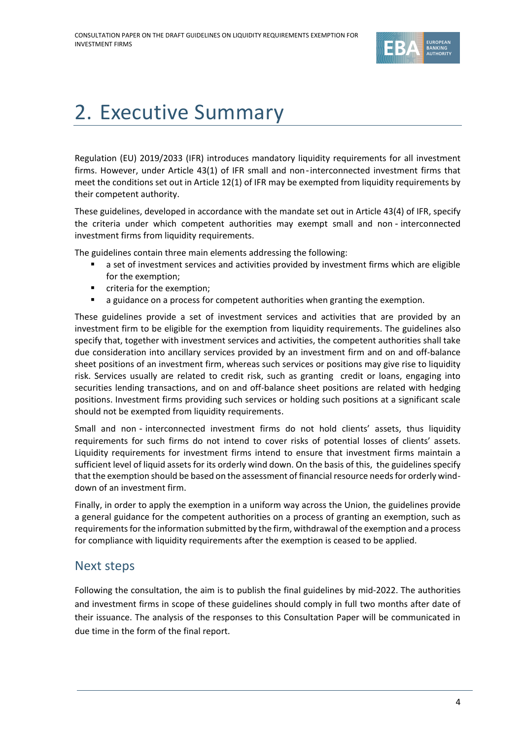# 2. Executive Summary

Regulation (EU) 2019/2033 (IFR) introduces mandatory liquidity requirements for all investment firms. However, under Article 43(1) of IFR small and non-interconnected investment firms that meet the conditions set out in Article 12(1) of IFR may be exempted from liquidity requirements by their competent authority.

These guidelines, developed in accordance with the mandate set out in Article 43(4) of IFR, specify the criteria under which competent authorities may exempt small and non - interconnected investment firms from liquidity requirements.

The guidelines contain three main elements addressing the following:

- a set of investment services and activities provided by investment firms which are eligible for the exemption;
- criteria for the exemption;
- a guidance on a process for competent authorities when granting the exemption.

These guidelines provide a set of investment services and activities that are provided by an investment firm to be eligible for the exemption from liquidity requirements. The guidelines also specify that, together with investment services and activities, the competent authorities shall take due consideration into ancillary services provided by an investment firm and on and off-balance sheet positions of an investment firm, whereas such services or positions may give rise to liquidity risk. Services usually are related to credit risk, such as granting credit or loans, engaging into securities lending transactions, and on and off-balance sheet positions are related with hedging positions. Investment firms providing such services or holding such positions at a significant scale should not be exempted from liquidity requirements.

Small and non - interconnected investment firms do not hold clients' assets, thus liquidity requirements for such firms do not intend to cover risks of potential losses of clients' assets. Liquidity requirements for investment firms intend to ensure that investment firms maintain a sufficient level of liquid assets for its orderly wind down. On the basis of this, the guidelines specify that the exemption should be based on the assessment of financial resource needs for orderly wind-down of an investment firm.

Finally, in order to apply the exemption in a uniform way across the Union, the guidelines provide a general guidance for the competent authorities on a process of granting an exemption, such as requirements for the information submitted by the firm, withdrawal of the exemption and a process for compliance with liquidity requirements after the exemption is ceased to be applied.

## Next steps

Following the consultation, the aim is to publish the final guidelines by mid-2022. The authorities and investment firms in scope of these guidelines should comply in full two months after date of their issuance. The analysis of the responses to this Consultation Paper will be communicated in due time in the form of the final report.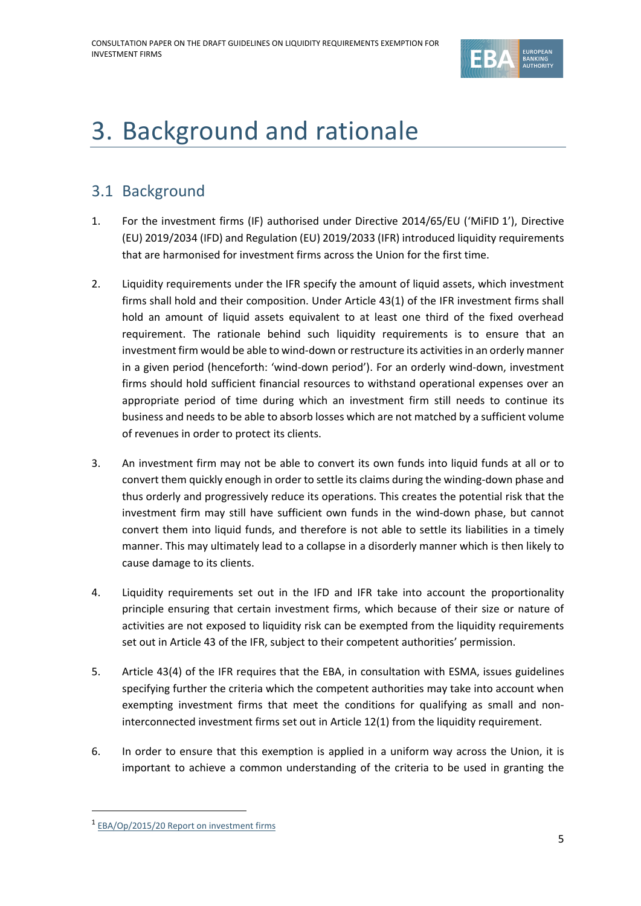# 3. Background and rationale

## 3.1 Background

1. For the investment firms (IF) authorised under Directive 2014/65/EU ('MiFID 1'), Directive (EU) 2019/2034 (IFD) and Regulation (EU) 2019/2033 (IFR) introduced liquidity requirements that are harmonised for investment firms across the Union for the first time.

2. Liquidity requirements under the IFR specify the amount of liquid assets, which investment firms shall hold and their composition. Under Article 43(1) of the IFR investment firms shall hold an amount of liquid assets equivalent to at least one third of the fixed overhead requirement. The rationale behind such liquidity requirements is to ensure that an investment firm would be able to wind-down or restructure its activities in an orderly manner in a given period (henceforth: 'wind-down period'). For an orderly wind-down, investment firms should hold sufficient financial resources to withstand operational expenses over an appropriate period of time during which an investment firm still needs to continue its business and needs to be able to absorb losses which are not matched by a sufficient volume of revenues in order to protect its clients.

3. An investment firm may not be able to convert its own funds into liquid funds at all or to convert them quickly enough in order to settle its claims during the winding-down phase and thus orderly and progressively reduce its operations. This creates the potential risk that the investment firm may still have sufficient own funds in the wind-down phase, but cannot convert them into liquid funds, and therefore is not able to settle its liabilities in a timely manner. This may ultimately lead to a collapse in a disorderly manner which is then likely to cause damage to its clients.

4. Liquidity requirements set out in the IFD and IFR take into account the proportionality principle ensuring that certain investment firms, which because of their size or nature of activities are not exposed to liquidity risk can be exempted from the liquidity requirements set out in Article 43 of the IFR, subject to their competent authorities' permission.

5. Article 43(4) of the IFR requires that the EBA, in consultation with ESMA, issues guidelines specifying further the criteria which the competent authorities may take into account when exempting investment firms that meet the conditions for qualifying as small and non-interconnected investment firms set out in Article 12(1) from the liquidity requirement.

6. In order to ensure that this exemption is applied in a uniform way across the Union, it is important to achieve a common understanding of the criteria to be used in granting the

---

[1] EBA/Op/2015/20 Report on investment firms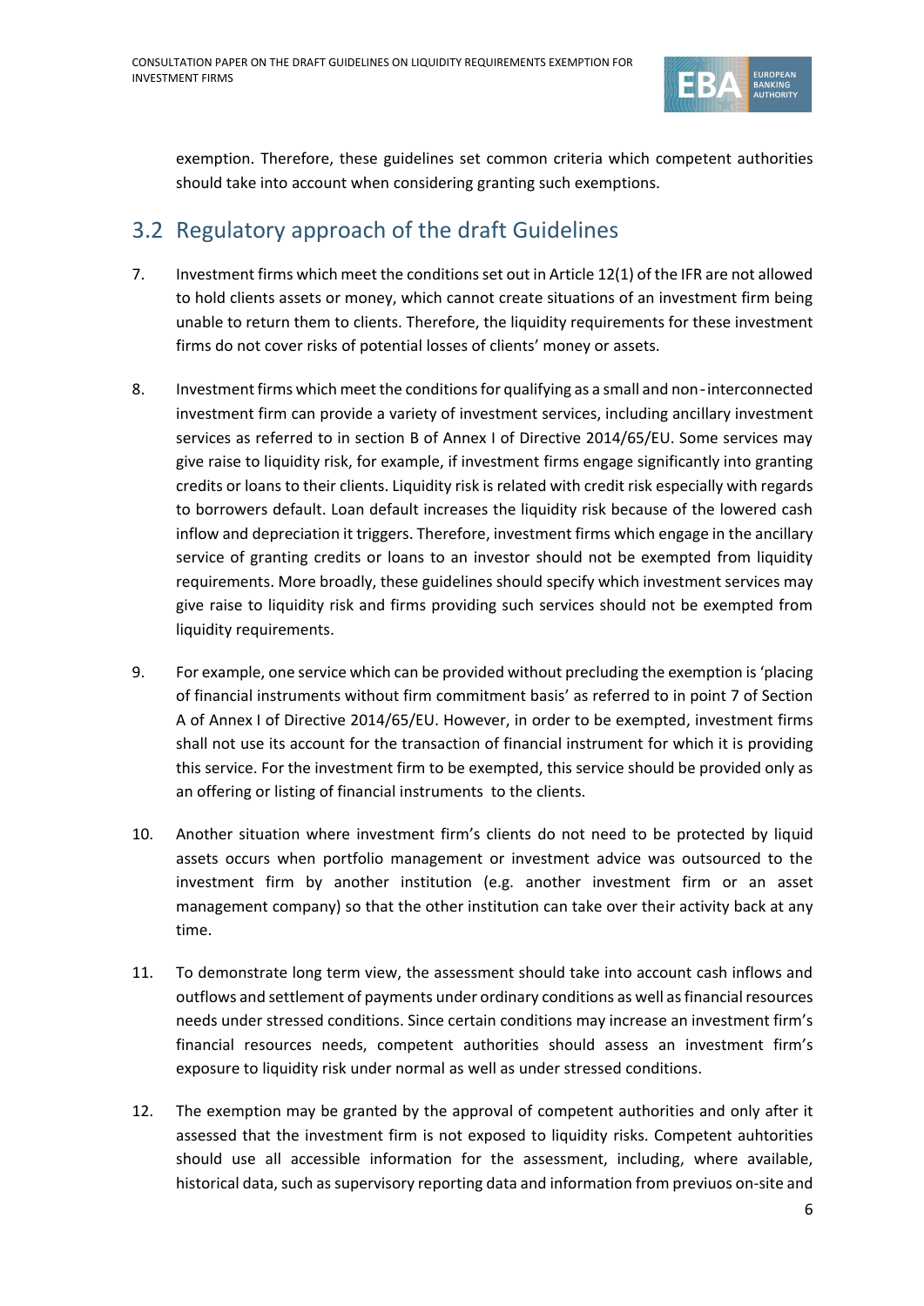exemption. Therefore, these guidelines set common criteria which competent authorities should take into account when considering granting such exemptions.

## 3.2 Regulatory approach of the draft Guidelines

7. Investment firms which meet the conditions set out in Article 12(1) of the IFR are not allowed to hold clients assets or money, which cannot create situations of an investment firm being unable to return them to clients. Therefore, the liquidity requirements for these investment firms do not cover risks of potential losses of clients' money or assets.

8. Investment firms which meet the conditions for qualifying as a small and non-interconnected investment firm can provide a variety of investment services, including ancillary investment services as referred to in section B of Annex I of Directive 2014/65/EU. Some services may give raise to liquidity risk, for example, if investment firms engage significantly into granting credits or loans to their clients. Liquidity risk is related with credit risk especially with regards to borrowers default. Loan default increases the liquidity risk because of the lowered cash inflow and depreciation it triggers. Therefore, investment firms which engage in the ancillary service of granting credits or loans to an investor should not be exempted from liquidity requirements. More broadly, these guidelines should specify which investment services may give raise to liquidity risk and firms providing such services should not be exempted from liquidity requirements.

9. For example, one service which can be provided without precluding the exemption is 'placing of financial instruments without firm commitment basis' as referred to in point 7 of Section A of Annex I of Directive 2014/65/EU. However, in order to be exempted, investment firms shall not use its account for the transaction of financial instrument for which it is providing this service. For the investment firm to be exempted, this service should be provided only as an offering or listing of financial instruments to the clients.

10. Another situation where investment firm's clients do not need to be protected by liquid assets occurs when portfolio management or investment advice was outsourced to the investment firm by another institution (e.g. another investment firm or an asset management company) so that the other institution can take over their activity back at any time.

11. To demonstrate long term view, the assessment should take into account cash inflows and outflows and settlement of payments under ordinary conditions as well as financial resources needs under stressed conditions. Since certain conditions may increase an investment firm's financial resources needs, competent authorities should assess an investment firm's exposure to liquidity risk under normal as well as under stressed conditions.

12. The exemption may be granted by the approval of competent authorities and only after it assessed that the investment firm is not exposed to liquidity risks. Competent auhtorities should use all accessible information for the assessment, including, where available, historical data, such as supervisory reporting data and information from previuos on-site and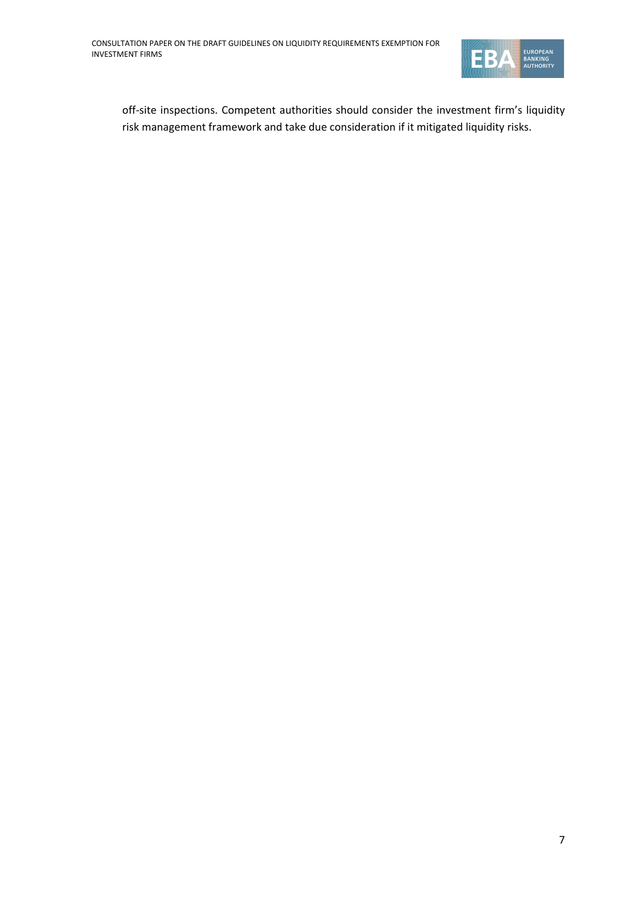off-site inspections. Competent authorities should consider the investment firm's liquidity risk management framework and take due consideration if it mitigated liquidity risks.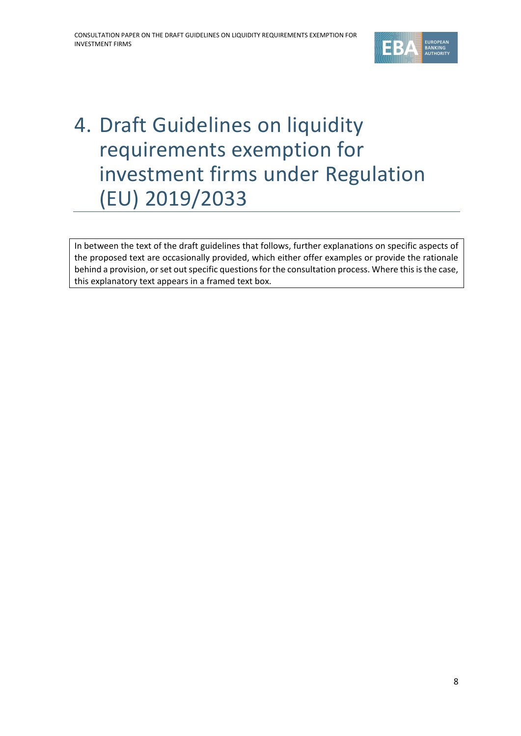# 4. Draft Guidelines on liquidity requirements exemption for investment firms under Regulation (EU) 2019/2033

> In between the text of the draft guidelines that follows, further explanations on specific aspects of the proposed text are occasionally provided, which either offer examples or provide the rationale behind a provision, or set out specific questions for the consultation process. Where this is the case, this explanatory text appears in a framed text box.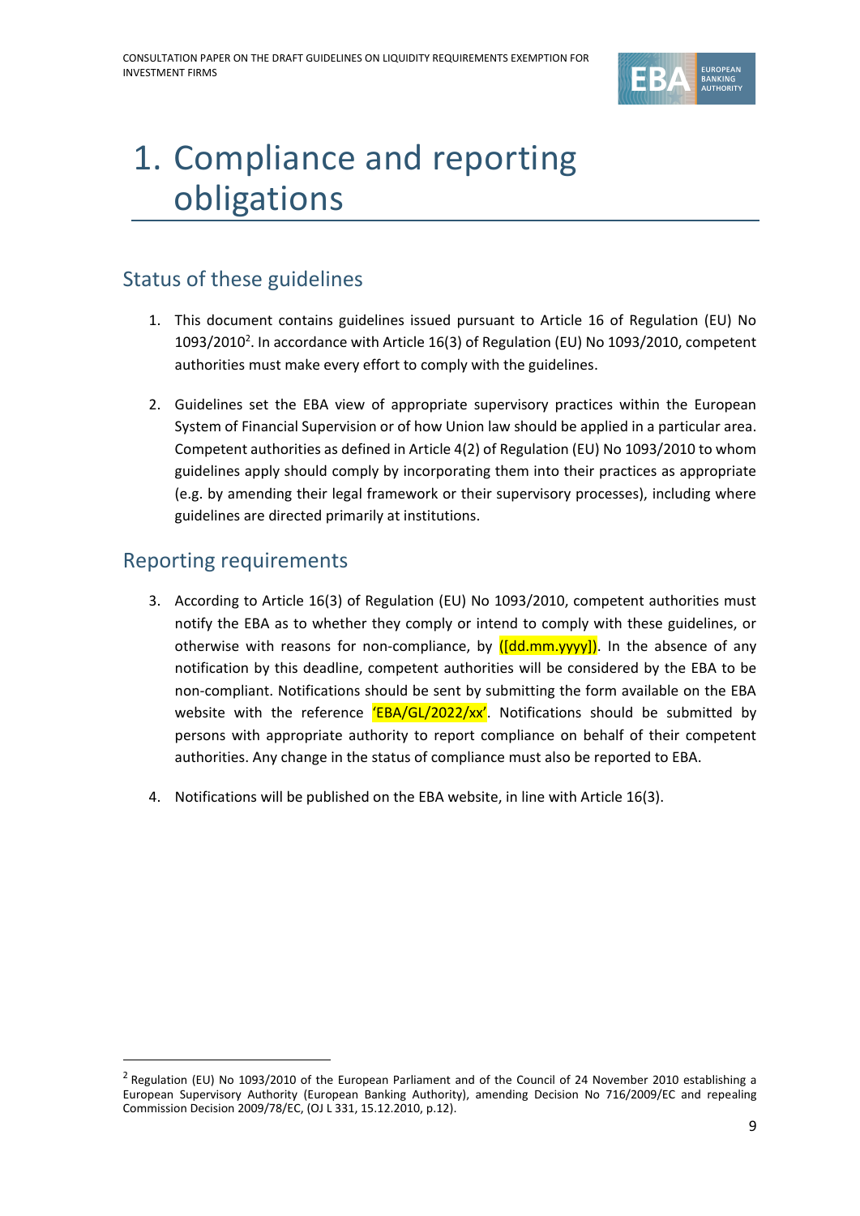# 1. Compliance and reporting obligations

## Status of these guidelines

1. This document contains guidelines issued pursuant to Article 16 of Regulation (EU) No 1093/2010[2]. In accordance with Article 16(3) of Regulation (EU) No 1093/2010, competent authorities must make every effort to comply with the guidelines.

2. Guidelines set the EBA view of appropriate supervisory practices within the European System of Financial Supervision or of how Union law should be applied in a particular area. Competent authorities as defined in Article 4(2) of Regulation (EU) No 1093/2010 to whom guidelines apply should comply by incorporating them into their practices as appropriate (e.g. by amending their legal framework or their supervisory processes), including where guidelines are directed primarily at institutions.

## Reporting requirements

3. According to Article 16(3) of Regulation (EU) No 1093/2010, competent authorities must notify the EBA as to whether they comply or intend to comply with these guidelines, or otherwise with reasons for non-compliance, by ([dd.mm.yyyy]). In the absence of any notification by this deadline, competent authorities will be considered by the EBA to be non-compliant. Notifications should be sent by submitting the form available on the EBA website with the reference 'EBA/GL/2022/xx'. Notifications should be submitted by persons with appropriate authority to report compliance on behalf of their competent authorities. Any change in the status of compliance must also be reported to EBA.

4. Notifications will be published on the EBA website, in line with Article 16(3).

---

[2] Regulation (EU) No 1093/2010 of the European Parliament and of the Council of 24 November 2010 establishing a European Supervisory Authority (European Banking Authority), amending Decision No 716/2009/EC and repealing Commission Decision 2009/78/EC, (OJ L 331, 15.12.2010, p.12).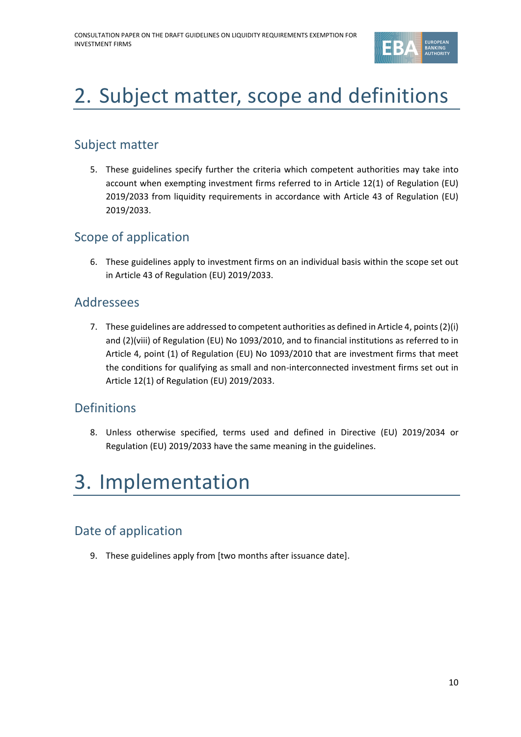# 2. Subject matter, scope and definitions

## Subject matter

5. These guidelines specify further the criteria which competent authorities may take into account when exempting investment firms referred to in Article 12(1) of Regulation (EU) 2019/2033 from liquidity requirements in accordance with Article 43 of Regulation (EU) 2019/2033.

## Scope of application

6. These guidelines apply to investment firms on an individual basis within the scope set out in Article 43 of Regulation (EU) 2019/2033.

## Addressees

7. These guidelines are addressed to competent authorities as defined in Article 4, points (2)(i) and (2)(viii) of Regulation (EU) No 1093/2010, and to financial institutions as referred to in Article 4, point (1) of Regulation (EU) No 1093/2010 that are investment firms that meet the conditions for qualifying as small and non-interconnected investment firms set out in Article 12(1) of Regulation (EU) 2019/2033.

## Definitions

8. Unless otherwise specified, terms used and defined in Directive (EU) 2019/2034 or Regulation (EU) 2019/2033 have the same meaning in the guidelines.

# 3. Implementation

## Date of application

9. These guidelines apply from [two months after issuance date].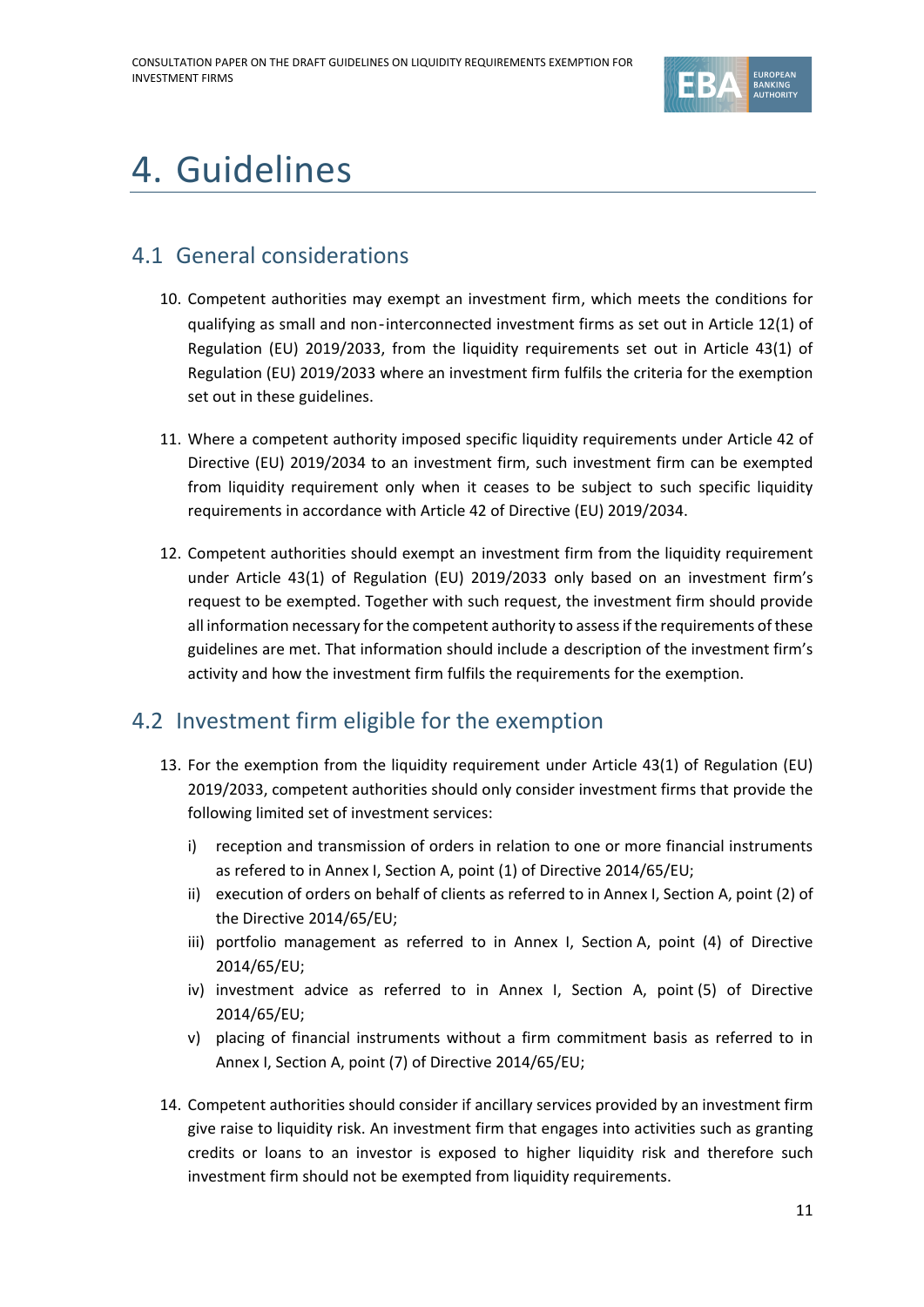# 4. Guidelines

## 4.1 General considerations

10. Competent authorities may exempt an investment firm, which meets the conditions for qualifying as small and non-interconnected investment firms as set out in Article 12(1) of Regulation (EU) 2019/2033, from the liquidity requirements set out in Article 43(1) of Regulation (EU) 2019/2033 where an investment firm fulfils the criteria for the exemption set out in these guidelines.

11. Where a competent authority imposed specific liquidity requirements under Article 42 of Directive (EU) 2019/2034 to an investment firm, such investment firm can be exempted from liquidity requirement only when it ceases to be subject to such specific liquidity requirements in accordance with Article 42 of Directive (EU) 2019/2034.

12. Competent authorities should exempt an investment firm from the liquidity requirement under Article 43(1) of Regulation (EU) 2019/2033 only based on an investment firm's request to be exempted. Together with such request, the investment firm should provide all information necessary for the competent authority to assess if the requirements of these guidelines are met. That information should include a description of the investment firm's activity and how the investment firm fulfils the requirements for the exemption.

## 4.2 Investment firm eligible for the exemption

13. For the exemption from the liquidity requirement under Article 43(1) of Regulation (EU) 2019/2033, competent authorities should only consider investment firms that provide the following limited set of investment services:

    i) reception and transmission of orders in relation to one or more financial instruments as refered to in Annex I, Section A, point (1) of Directive 2014/65/EU;
    ii) execution of orders on behalf of clients as referred to in Annex I, Section A, point (2) of the Directive 2014/65/EU;
    iii) portfolio management as referred to in Annex I, Section A, point (4) of Directive 2014/65/EU;
    iv) investment advice as referred to in Annex I, Section A, point (5) of Directive 2014/65/EU;
    v) placing of financial instruments without a firm commitment basis as referred to in Annex I, Section A, point (7) of Directive 2014/65/EU;

14. Competent authorities should consider if ancillary services provided by an investment firm give raise to liquidity risk. An investment firm that engages into activities such as granting credits or loans to an investor is exposed to higher liquidity risk and therefore such investment firm should not be exempted from liquidity requirements.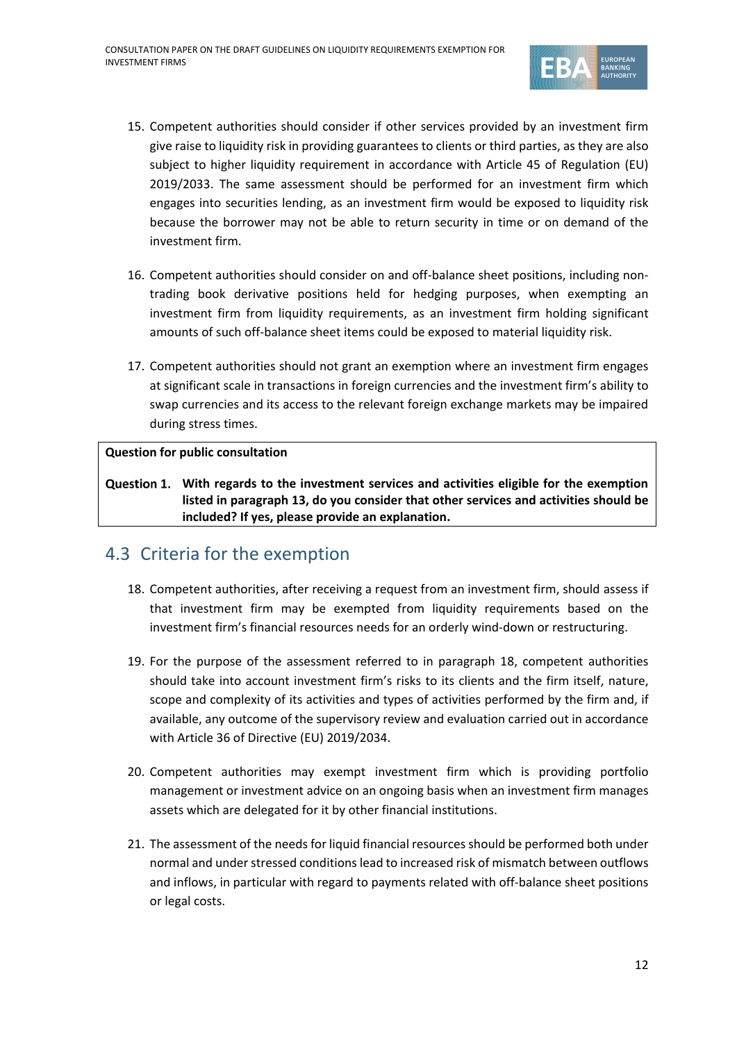15. Competent authorities should consider if other services provided by an investment firm give raise to liquidity risk in providing guarantees to clients or third parties, as they are also subject to higher liquidity requirement in accordance with Article 45 of Regulation (EU) 2019/2033. The same assessment should be performed for an investment firm which engages into securities lending, as an investment firm would be exposed to liquidity risk because the borrower may not be able to return security in time or on demand of the investment firm.

16. Competent authorities should consider on and off-balance sheet positions, including non-trading book derivative positions held for hedging purposes, when exempting an investment firm from liquidity requirements, as an investment firm holding significant amounts of such off-balance sheet items could be exposed to material liquidity risk.

17. Competent authorities should not grant an exemption where an investment firm engages at significant scale in transactions in foreign currencies and the investment firm's ability to swap currencies and its access to the relevant foreign exchange markets may be impaired during stress times.

| **Question for public consultation** |
| --- |
| **Question 1. With regards to the investment services and activities eligible for the exemption listed in paragraph 13, do you consider that other services and activities should be included? If yes, please provide an explanation.** |

## 4.3 Criteria for the exemption

18. Competent authorities, after receiving a request from an investment firm, should assess if that investment firm may be exempted from liquidity requirements based on the investment firm's financial resources needs for an orderly wind-down or restructuring.

19. For the purpose of the assessment referred to in paragraph 18, competent authorities should take into account investment firm's risks to its clients and the firm itself, nature, scope and complexity of its activities and types of activities performed by the firm and, if available, any outcome of the supervisory review and evaluation carried out in accordance with Article 36 of Directive (EU) 2019/2034.

20. Competent authorities may exempt investment firm which is providing portfolio management or investment advice on an ongoing basis when an investment firm manages assets which are delegated for it by other financial institutions.

21. The assessment of the needs for liquid financial resources should be performed both under normal and under stressed conditions lead to increased risk of mismatch between outflows and inflows, in particular with regard to payments related with off-balance sheet positions or legal costs.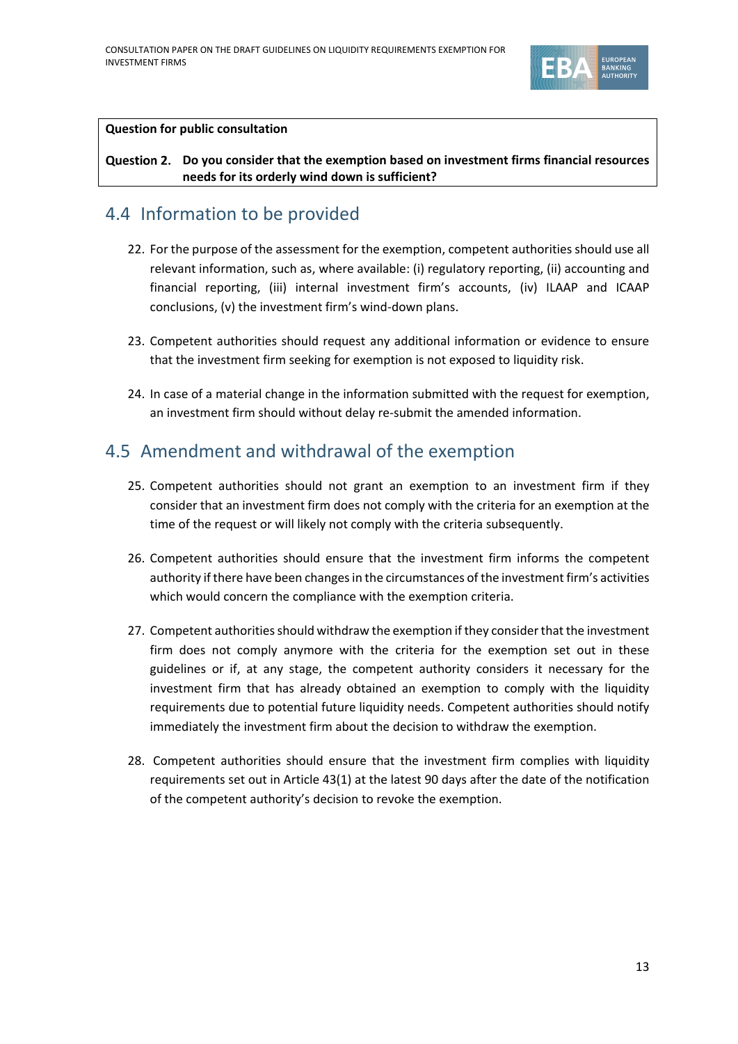**Question for public consultation**

**Question 2. Do you consider that the exemption based on investment firms financial resources needs for its orderly wind down is sufficient?**

## 4.4 Information to be provided

22. For the purpose of the assessment for the exemption, competent authorities should use all relevant information, such as, where available: (i) regulatory reporting, (ii) accounting and financial reporting, (iii) internal investment firm's accounts, (iv) ILAAP and ICAAP conclusions, (v) the investment firm's wind-down plans.

23. Competent authorities should request any additional information or evidence to ensure that the investment firm seeking for exemption is not exposed to liquidity risk.

24. In case of a material change in the information submitted with the request for exemption, an investment firm should without delay re-submit the amended information.

## 4.5 Amendment and withdrawal of the exemption

25. Competent authorities should not grant an exemption to an investment firm if they consider that an investment firm does not comply with the criteria for an exemption at the time of the request or will likely not comply with the criteria subsequently.

26. Competent authorities should ensure that the investment firm informs the competent authority if there have been changes in the circumstances of the investment firm's activities which would concern the compliance with the exemption criteria.

27. Competent authorities should withdraw the exemption if they consider that the investment firm does not comply anymore with the criteria for the exemption set out in these guidelines or if, at any stage, the competent authority considers it necessary for the investment firm that has already obtained an exemption to comply with the liquidity requirements due to potential future liquidity needs. Competent authorities should notify immediately the investment firm about the decision to withdraw the exemption.

28. Competent authorities should ensure that the investment firm complies with liquidity requirements set out in Article 43(1) at the latest 90 days after the date of the notification of the competent authority's decision to revoke the exemption.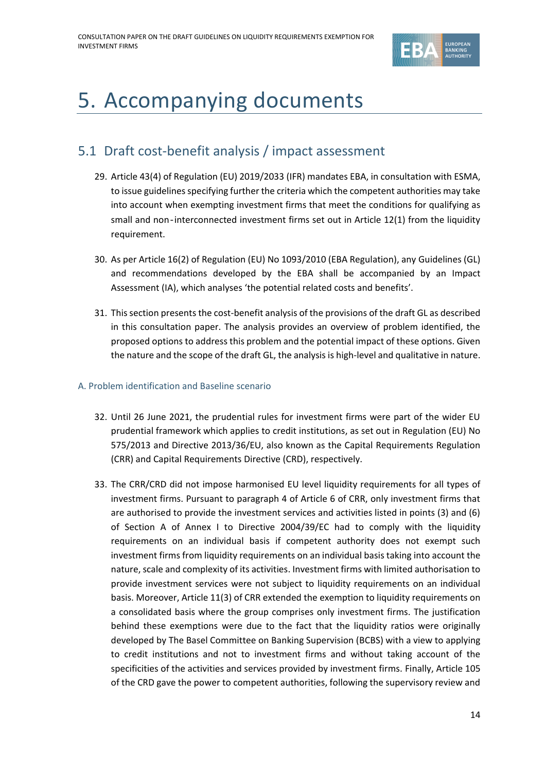# 5. Accompanying documents

## 5.1 Draft cost-benefit analysis / impact assessment

29. Article 43(4) of Regulation (EU) 2019/2033 (IFR) mandates EBA, in consultation with ESMA, to issue guidelines specifying further the criteria which the competent authorities may take into account when exempting investment firms that meet the conditions for qualifying as small and non-interconnected investment firms set out in Article 12(1) from the liquidity requirement.

30. As per Article 16(2) of Regulation (EU) No 1093/2010 (EBA Regulation), any Guidelines (GL) and recommendations developed by the EBA shall be accompanied by an Impact Assessment (IA), which analyses 'the potential related costs and benefits'.

31. This section presents the cost-benefit analysis of the provisions of the draft GL as described in this consultation paper. The analysis provides an overview of problem identified, the proposed options to address this problem and the potential impact of these options. Given the nature and the scope of the draft GL, the analysis is high-level and qualitative in nature.

### A. Problem identification and Baseline scenario

32. Until 26 June 2021, the prudential rules for investment firms were part of the wider EU prudential framework which applies to credit institutions, as set out in Regulation (EU) No 575/2013 and Directive 2013/36/EU, also known as the Capital Requirements Regulation (CRR) and Capital Requirements Directive (CRD), respectively.

33. The CRR/CRD did not impose harmonised EU level liquidity requirements for all types of investment firms. Pursuant to paragraph 4 of Article 6 of CRR, only investment firms that are authorised to provide the investment services and activities listed in points (3) and (6) of Section A of Annex I to Directive 2004/39/EC had to comply with the liquidity requirements on an individual basis if competent authority does not exempt such investment firms from liquidity requirements on an individual basis taking into account the nature, scale and complexity of its activities. Investment firms with limited authorisation to provide investment services were not subject to liquidity requirements on an individual basis. Moreover, Article 11(3) of CRR extended the exemption to liquidity requirements on a consolidated basis where the group comprises only investment firms. The justification behind these exemptions were due to the fact that the liquidity ratios were originally developed by The Basel Committee on Banking Supervision (BCBS) with a view to applying to credit institutions and not to investment firms and without taking account of the specificities of the activities and services provided by investment firms. Finally, Article 105 of the CRD gave the power to competent authorities, following the supervisory review and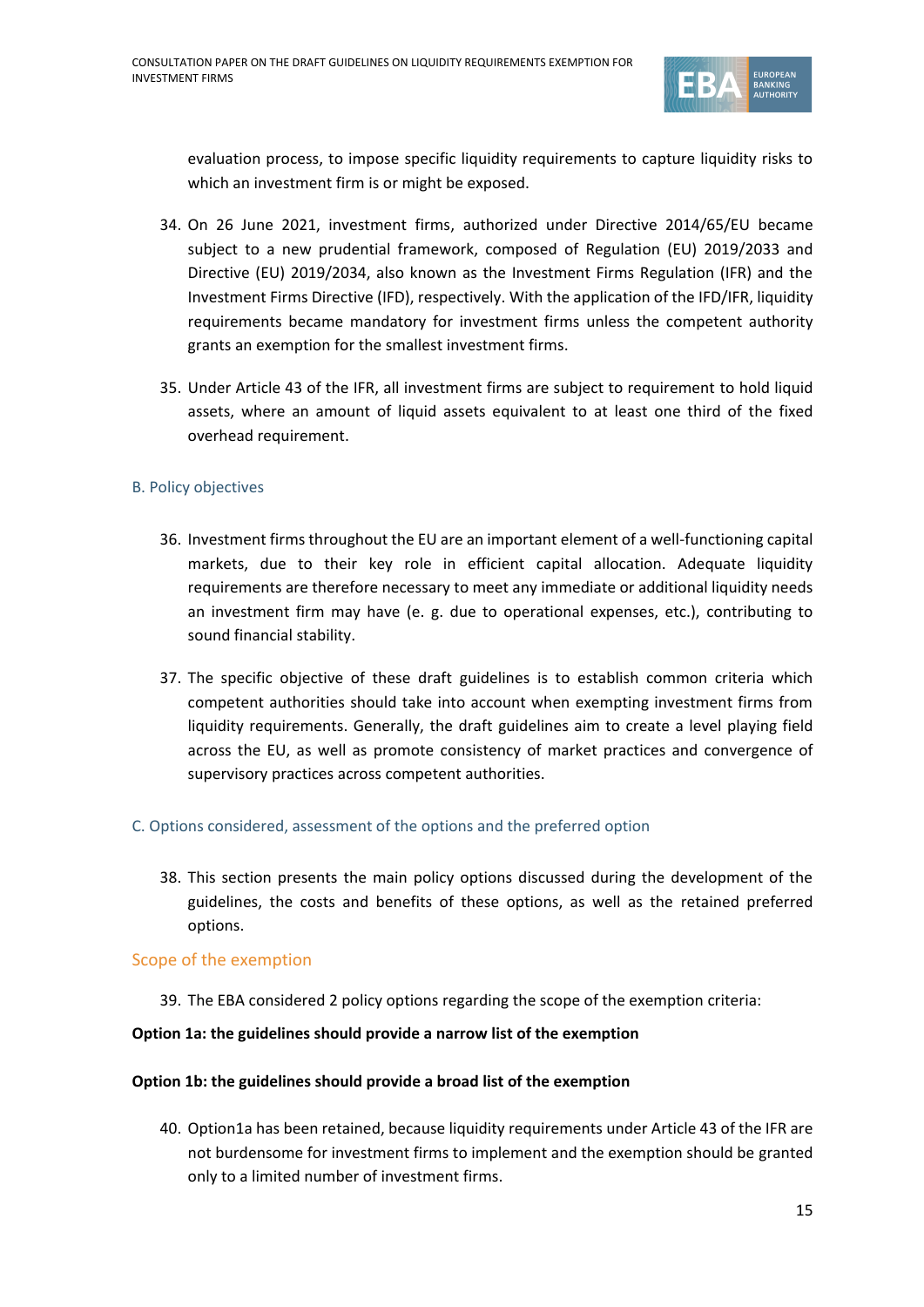evaluation process, to impose specific liquidity requirements to capture liquidity risks to which an investment firm is or might be exposed.

34. On 26 June 2021, investment firms, authorized under Directive 2014/65/EU became subject to a new prudential framework, composed of Regulation (EU) 2019/2033 and Directive (EU) 2019/2034, also known as the Investment Firms Regulation (IFR) and the Investment Firms Directive (IFD), respectively. With the application of the IFD/IFR, liquidity requirements became mandatory for investment firms unless the competent authority grants an exemption for the smallest investment firms.

35. Under Article 43 of the IFR, all investment firms are subject to requirement to hold liquid assets, where an amount of liquid assets equivalent to at least one third of the fixed overhead requirement.

## B. Policy objectives

36. Investment firms throughout the EU are an important element of a well-functioning capital markets, due to their key role in efficient capital allocation. Adequate liquidity requirements are therefore necessary to meet any immediate or additional liquidity needs an investment firm may have (e. g. due to operational expenses, etc.), contributing to sound financial stability.

37. The specific objective of these draft guidelines is to establish common criteria which competent authorities should take into account when exempting investment firms from liquidity requirements. Generally, the draft guidelines aim to create a level playing field across the EU, as well as promote consistency of market practices and convergence of supervisory practices across competent authorities.

## C. Options considered, assessment of the options and the preferred option

38. This section presents the main policy options discussed during the development of the guidelines, the costs and benefits of these options, as well as the retained preferred options.

### Scope of the exemption

39. The EBA considered 2 policy options regarding the scope of the exemption criteria:

**Option 1a: the guidelines should provide a narrow list of the exemption**

**Option 1b: the guidelines should provide a broad list of the exemption**

40. Option1a has been retained, because liquidity requirements under Article 43 of the IFR are not burdensome for investment firms to implement and the exemption should be granted only to a limited number of investment firms.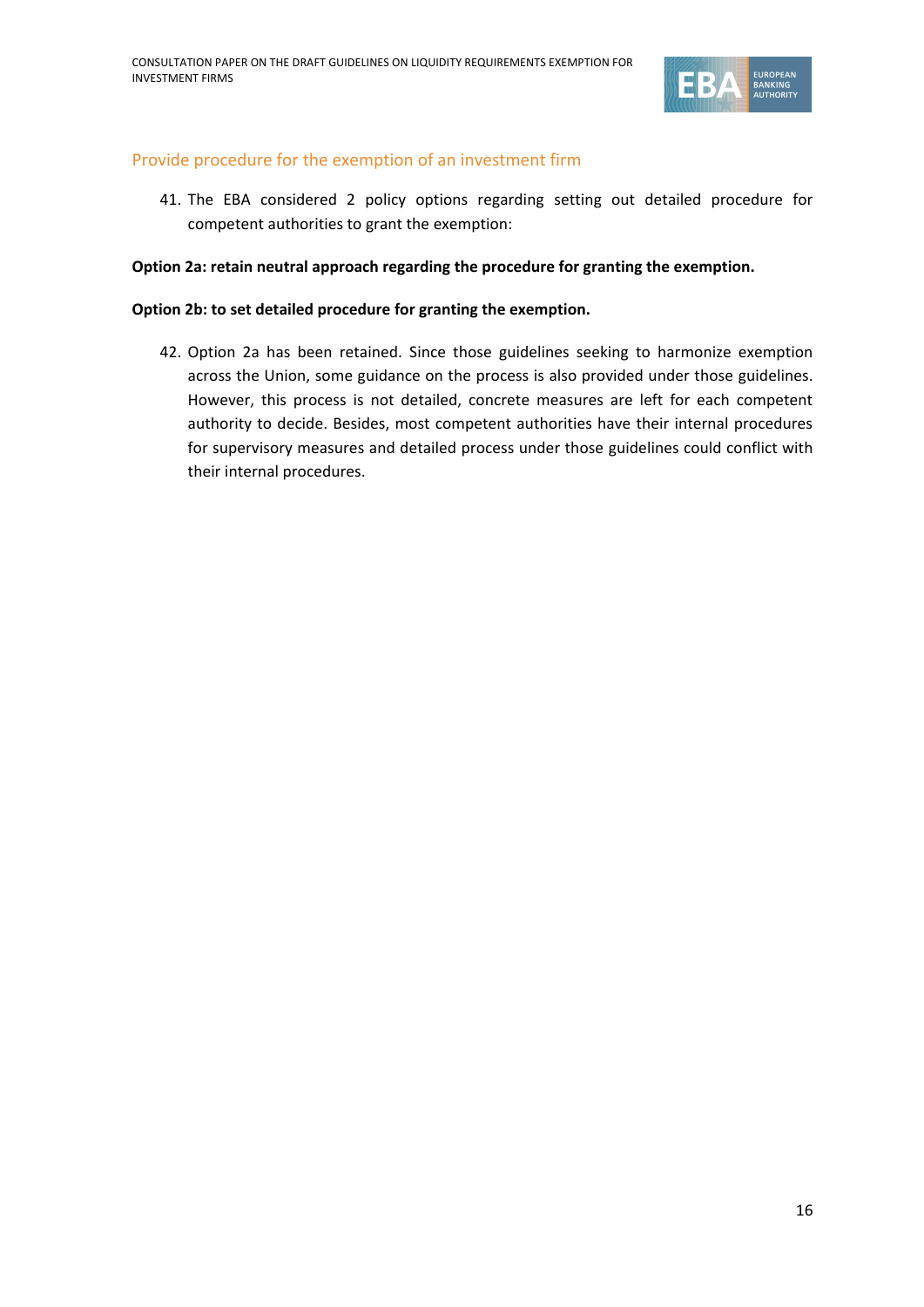### Provide procedure for the exemption of an investment firm

41. The EBA considered 2 policy options regarding setting out detailed procedure for competent authorities to grant the exemption:

**Option 2a: retain neutral approach regarding the procedure for granting the exemption.**

**Option 2b: to set detailed procedure for granting the exemption.**

42. Option 2a has been retained. Since those guidelines seeking to harmonize exemption across the Union, some guidance on the process is also provided under those guidelines. However, this process is not detailed, concrete measures are left for each competent authority to decide. Besides, most competent authorities have their internal procedures for supervisory measures and detailed process under those guidelines could conflict with their internal procedures.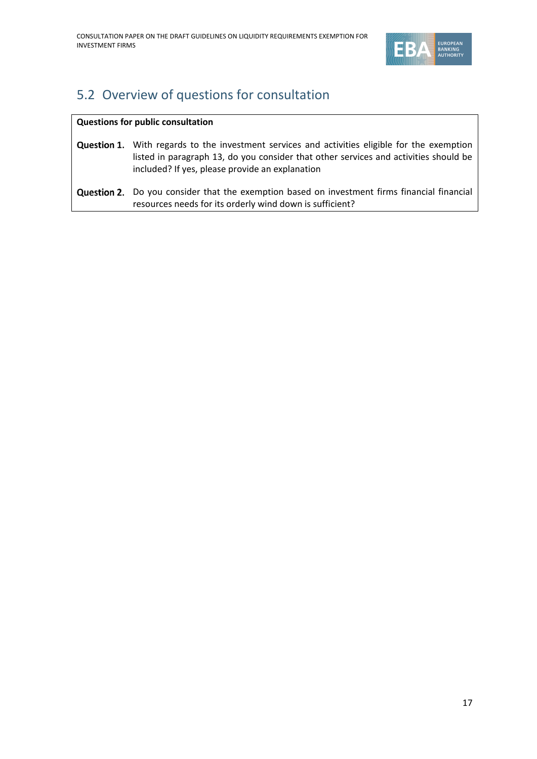## 5.2 Overview of questions for consultation

**Questions for public consultation**

**Question 1.** With regards to the investment services and activities eligible for the exemption listed in paragraph 13, do you consider that other services and activities should be included? If yes, please provide an explanation

**Question 2.** Do you consider that the exemption based on investment firms financial financial resources needs for its orderly wind down is sufficient?